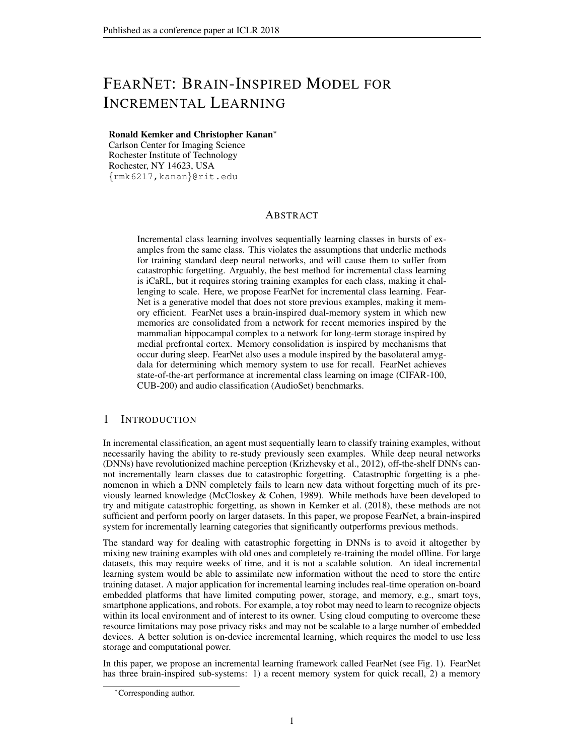# FearNet: Brain-Inspired Model for Incremental Learning

**Ronald Kemker and Christopher Kanan***
Carlson Center for Imaging Science
Rochester Institute of Technology
Rochester, NY 14623, USA
{rmk6217,kanan}@rit.edu

## Abstract

Incremental class learning involves sequentially learning classes in bursts of examples from the same class. This violates the assumptions that underlie methods for training standard deep neural networks, and will cause them to suffer from catastrophic forgetting. Arguably, the best method for incremental class learning is iCaRL, but it requires storing training examples for each class, making it challenging to scale. Here, we propose FearNet for incremental class learning. FearNet is a generative model that does not store previous examples, making it memory efficient. FearNet uses a brain-inspired dual-memory system in which new memories are consolidated from a network for recent memories inspired by the mammalian hippocampal complex to a network for long-term storage inspired by medial prefrontal cortex. Memory consolidation is inspired by mechanisms that occur during sleep. FearNet also uses a module inspired by the basolateral amygdala for determining which memory system to use for recall. FearNet achieves state-of-the-art performance at incremental class learning on image (CIFAR-100, CUB-200) and audio classification (AudioSet) benchmarks.

## 1 Introduction

In incremental classification, an agent must sequentially learn to classify training examples, without necessarily having the ability to re-study previously seen examples. While deep neural networks (DNNs) have revolutionized machine perception (Krizhevsky et al., 2012), off-the-shelf DNNs cannot incrementally learn classes due to catastrophic forgetting. Catastrophic forgetting is a phenomenon in which a DNN completely fails to learn new data without forgetting much of its previously learned knowledge (McCloskey & Cohen, 1989). While methods have been developed to try and mitigate catastrophic forgetting, as shown in Kemker et al. (2018), these methods are not sufficient and perform poorly on larger datasets. In this paper, we propose FearNet, a brain-inspired system for incrementally learning categories that significantly outperforms previous methods.

The standard way for dealing with catastrophic forgetting in DNNs is to avoid it altogether by mixing new training examples with old ones and completely re-training the model offline. For large datasets, this may require weeks of time, and it is not a scalable solution. An ideal incremental learning system would be able to assimilate new information without the need to store the entire training dataset. A major application for incremental learning includes real-time operation on-board embedded platforms that have limited computing power, storage, and memory, e.g., smart toys, smartphone applications, and robots. For example, a toy robot may need to learn to recognize objects within its local environment and of interest to its owner. Using cloud computing to overcome these resource limitations may pose privacy risks and may not be scalable to a large number of embedded devices. A better solution is on-device incremental learning, which requires the model to use less storage and computational power.

In this paper, we propose an incremental learning framework called FearNet (see Fig. 1). FearNet has three brain-inspired sub-systems: 1) a recent memory system for quick recall, 2) a memory

*Corresponding author.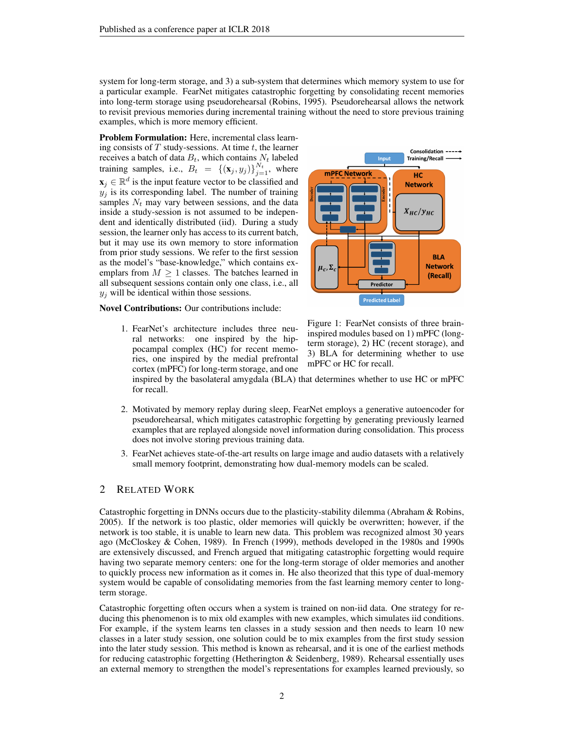system for long-term storage, and 3) a sub-system that determines which memory system to use for a particular example. FearNet mitigates catastrophic forgetting by consolidating recent memories into long-term storage using pseudorehearsal (Robins, 1995). Pseudorehearsal allows the network to revisit previous memories during incremental training without the need to store previous training examples, which is more memory efficient.

**Problem Formulation:** Here, incremental class learning consists of $T$ study-sessions. At time $t$, the learner receives a batch of data $B_t$, which contains $N_t$ labeled training samples, i.e., $B_t = \{(\mathbf{x}_j, y_j)\}_{j=1}^{N_t}$, where $\mathbf{x}_j \in \mathbb{R}^d$ is the input feature vector to be classified and $y_j$ is its corresponding label. The number of training samples $N_t$ may vary between sessions, and the data inside a study-session is not assumed to be independent and identically distributed (iid). During a study session, the learner only has access to its current batch, but it may use its own memory to store information from prior study sessions. We refer to the first session as the model's "base-knowledge," which contains exemplars from $M \geq 1$ classes. The batches learned in all subsequent sessions contain only one class, i.e., all $y_j$ will be identical within those sessions.

Figure 1: FearNet consists of three brain-inspired modules based on 1) mPFC (long-term storage), 2) HC (recent storage), and 3) BLA for determining whether to use mPFC or HC for recall.

**Novel Contributions:** Our contributions include:

1. FearNet's architecture includes three neural networks: one inspired by the hippocampal complex (HC) for recent memories, one inspired by the medial prefrontal cortex (mPFC) for long-term storage, and one inspired by the basolateral amygdala (BLA) that determines whether to use HC or mPFC for recall.
2. Motivated by memory replay during sleep, FearNet employs a generative autoencoder for pseudorehearsal, which mitigates catastrophic forgetting by generating previously learned examples that are replayed alongside novel information during consolidation. This process does not involve storing previous training data.
3. FearNet achieves state-of-the-art results on large image and audio datasets with a relatively small memory footprint, demonstrating how dual-memory models can be scaled.

## 2 Related Work

Catastrophic forgetting in DNNs occurs due to the plasticity-stability dilemma (Abraham & Robins, 2005). If the network is too plastic, older memories will quickly be overwritten; however, if the network is too stable, it is unable to learn new data. This problem was recognized almost 30 years ago (McCloskey & Cohen, 1989). In French (1999), methods developed in the 1980s and 1990s are extensively discussed, and French argued that mitigating catastrophic forgetting would require having two separate memory centers: one for the long-term storage of older memories and another to quickly process new information as it comes in. He also theorized that this type of dual-memory system would be capable of consolidating memories from the fast learning memory center to long-term storage.

Catastrophic forgetting often occurs when a system is trained on non-iid data. One strategy for reducing this phenomenon is to mix old examples with new examples, which simulates iid conditions. For example, if the system learns ten classes in a study session and then needs to learn 10 new classes in a later study session, one solution could be to mix examples from the first study session into the later study session. This method is known as rehearsal, and it is one of the earliest methods for reducing catastrophic forgetting (Hetherington & Seidenberg, 1989). Rehearsal essentially uses an external memory to strengthen the model's representations for examples learned previously, so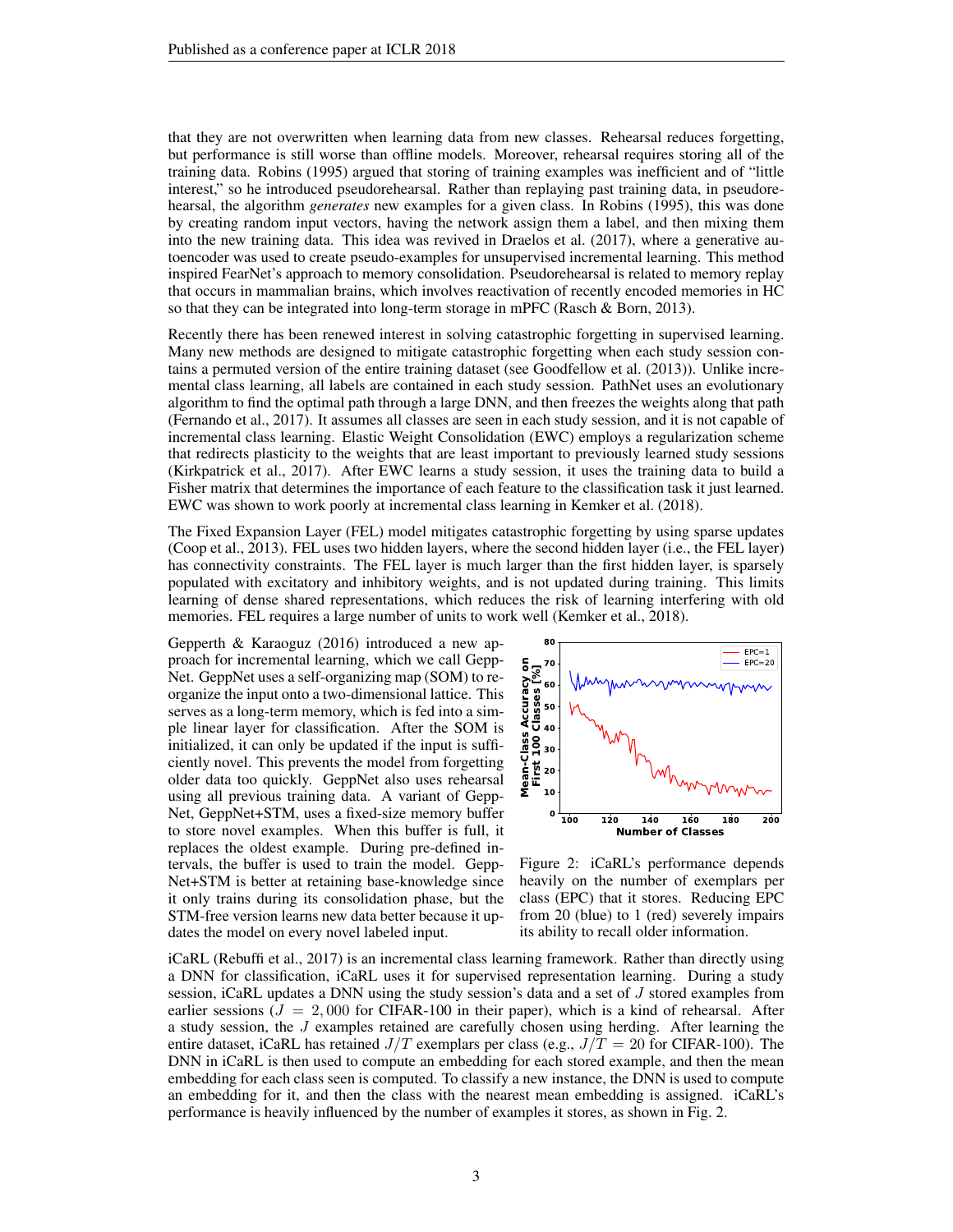that they are not overwritten when learning data from new classes. Rehearsal reduces forgetting, but performance is still worse than offline models. Moreover, rehearsal requires storing all of the training data. Robins (1995) argued that storing of training examples was inefficient and of "little interest," so he introduced pseudorehearsal. Rather than replaying past training data, in pseudorehearsal, the algorithm *generates* new examples for a given class. In Robins (1995), this was done by creating random input vectors, having the network assign them a label, and then mixing them into the new training data. This idea was revived in Draelos et al. (2017), where a generative autoencoder was used to create pseudo-examples for unsupervised incremental learning. This method inspired FearNet's approach to memory consolidation. Pseudorehearsal is related to memory replay that occurs in mammalian brains, which involves reactivation of recently encoded memories in HC so that they can be integrated into long-term storage in mPFC (Rasch & Born, 2013).

Recently there has been renewed interest in solving catastrophic forgetting in supervised learning. Many new methods are designed to mitigate catastrophic forgetting when each study session contains a permuted version of the entire training dataset (see Goodfellow et al. (2013)). Unlike incremental class learning, all labels are contained in each study session. PathNet uses an evolutionary algorithm to find the optimal path through a large DNN, and then freezes the weights along that path (Fernando et al., 2017). It assumes all classes are seen in each study session, and it is not capable of incremental class learning. Elastic Weight Consolidation (EWC) employs a regularization scheme that redirects plasticity to the weights that are least important to previously learned study sessions (Kirkpatrick et al., 2017). After EWC learns a study session, it uses the training data to build a Fisher matrix that determines the importance of each feature to the classification task it just learned. EWC was shown to work poorly at incremental class learning in Kemker et al. (2018).

The Fixed Expansion Layer (FEL) model mitigates catastrophic forgetting by using sparse updates (Coop et al., 2013). FEL uses two hidden layers, where the second hidden layer (i.e., the FEL layer) has connectivity constraints. The FEL layer is much larger than the first hidden layer, is sparsely populated with excitatory and inhibitory weights, and is not updated during training. This limits learning of dense shared representations, which reduces the risk of learning interfering with old memories. FEL requires a large number of units to work well (Kemker et al., 2018).

Gepperth & Karaoguz (2016) introduced a new approach for incremental learning, which we call GeppNet. GeppNet uses a self-organizing map (SOM) to reorganize the input onto a two-dimensional lattice. This serves as a long-term memory, which is fed into a simple linear layer for classification. After the SOM is initialized, it can only be updated if the input is sufficiently novel. This prevents the model from forgetting older data too quickly. GeppNet also uses rehearsal using all previous training data. A variant of GeppNet, GeppNet+STM, uses a fixed-size memory buffer to store novel examples. When this buffer is full, it replaces the oldest example. During pre-defined intervals, the buffer is used to train the model. GeppNet+STM is better at retaining base-knowledge since it only trains during its consolidation phase, but the STM-free version learns new data better because it updates the model on every novel labeled input.

Figure 2: iCaRL's performance depends heavily on the number of exemplars per class (EPC) that it stores. Reducing EPC from 20 (blue) to 1 (red) severely impairs its ability to recall older information.

iCaRL (Rebuffi et al., 2017) is an incremental class learning framework. Rather than directly using a DNN for classification, iCaRL uses it for supervised representation learning. During a study session, iCaRL updates a DNN using the study session's data and a set of $J$ stored examples from earlier sessions ($J = 2,000$ for CIFAR-100 in their paper), which is a kind of rehearsal. After a study session, the $J$ examples retained are carefully chosen using herding. After learning the entire dataset, iCaRL has retained $J/T$ exemplars per class (e.g., $J/T = 20$ for CIFAR-100). The DNN in iCaRL is then used to compute an embedding for each stored example, and then the mean embedding for each class seen is computed. To classify a new instance, the DNN is used to compute an embedding for it, and then the class with the nearest mean embedding is assigned. iCaRL's performance is heavily influenced by the number of examples it stores, as shown in Fig. 2.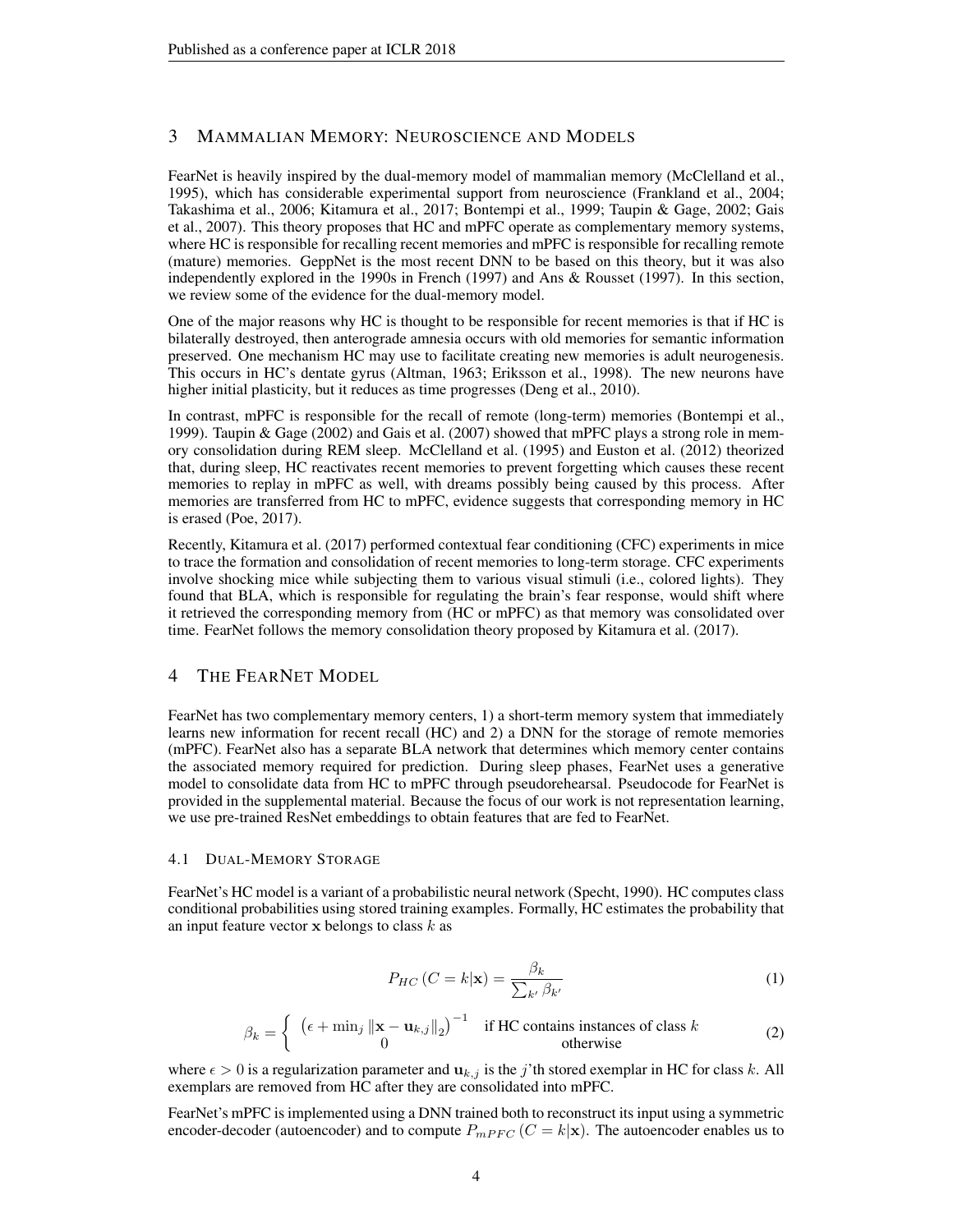## 3 Mammalian Memory: Neuroscience and Models

FearNet is heavily inspired by the dual-memory model of mammalian memory (McClelland et al., 1995), which has considerable experimental support from neuroscience (Frankland et al., 2004; Takashima et al., 2006; Kitamura et al., 2017; Bontempi et al., 1999; Taupin & Gage, 2002; Gais et al., 2007). This theory proposes that HC and mPFC operate as complementary memory systems, where HC is responsible for recalling recent memories and mPFC is responsible for recalling remote (mature) memories. GeppNet is the most recent DNN to be based on this theory, but it was also independently explored in the 1990s in French (1997) and Ans & Rousset (1997). In this section, we review some of the evidence for the dual-memory model.

One of the major reasons why HC is thought to be responsible for recent memories is that if HC is bilaterally destroyed, then anterograde amnesia occurs with old memories for semantic information preserved. One mechanism HC may use to facilitate creating new memories is adult neurogenesis. This occurs in HC's dentate gyrus (Altman, 1963; Eriksson et al., 1998). The new neurons have higher initial plasticity, but it reduces as time progresses (Deng et al., 2010).

In contrast, mPFC is responsible for the recall of remote (long-term) memories (Bontempi et al., 1999). Taupin & Gage (2002) and Gais et al. (2007) showed that mPFC plays a strong role in memory consolidation during REM sleep. McClelland et al. (1995) and Euston et al. (2012) theorized that, during sleep, HC reactivates recent memories to prevent forgetting which causes these recent memories to replay in mPFC as well, with dreams possibly being caused by this process. After memories are transferred from HC to mPFC, evidence suggests that corresponding memory in HC is erased (Poe, 2017).

Recently, Kitamura et al. (2017) performed contextual fear conditioning (CFC) experiments in mice to trace the formation and consolidation of recent memories to long-term storage. CFC experiments involve shocking mice while subjecting them to various visual stimuli (i.e., colored lights). They found that BLA, which is responsible for regulating the brain's fear response, would shift where it retrieved the corresponding memory from (HC or mPFC) as that memory was consolidated over time. FearNet follows the memory consolidation theory proposed by Kitamura et al. (2017).

## 4 The FearNet Model

FearNet has two complementary memory centers, 1) a short-term memory system that immediately learns new information for recent recall (HC) and 2) a DNN for the storage of remote memories (mPFC). FearNet also has a separate BLA network that determines which memory center contains the associated memory required for prediction. During sleep phases, FearNet uses a generative model to consolidate data from HC to mPFC through pseudorehearsal. Pseudocode for FearNet is provided in the supplemental material. Because the focus of our work is not representation learning, we use pre-trained ResNet embeddings to obtain features that are fed to FearNet.

### 4.1 Dual-Memory Storage

FearNet's HC model is a variant of a probabilistic neural network (Specht, 1990). HC computes class conditional probabilities using stored training examples. Formally, HC estimates the probability that an input feature vector $\mathbf{x}$ belongs to class $k$ as

$$P_{HC}\left(C=k|\mathbf{x}\right) = \frac{\beta_k}{\sum_{k'} \beta_{k'}} \tag{1}$$

$$\beta_k = \begin{cases} \left(\epsilon + \min_j \left\|\mathbf{x} - \mathbf{u}_{k,j}\right\|_2\right)^{-1} & \text{if HC contains instances of class } k \\ 0 & \text{otherwise} \end{cases} \tag{2}$$

where $\epsilon > 0$ is a regularization parameter and $\mathbf{u}_{k,j}$ is the $j$'th stored exemplar in HC for class $k$. All exemplars are removed from HC after they are consolidated into mPFC.

FearNet's mPFC is implemented using a DNN trained both to reconstruct its input using a symmetric encoder-decoder (autoencoder) and to compute $P_{mPFC}\left(C=k|\mathbf{x}\right)$. The autoencoder enables us to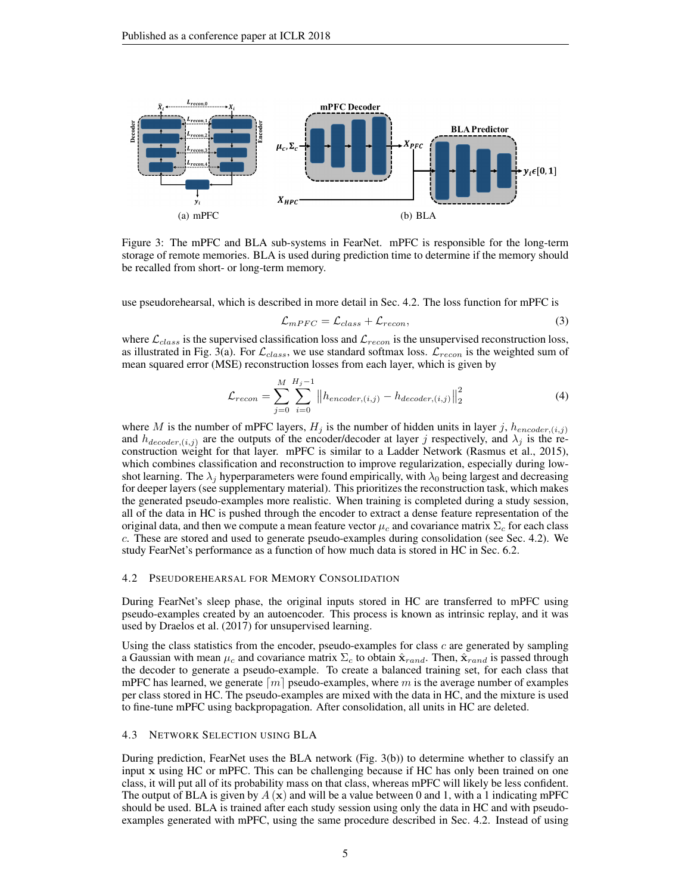Figure 3: The mPFC and BLA sub-systems in FearNet. mPFC is responsible for the long-term storage of remote memories. BLA is used during prediction time to determine if the memory should be recalled from short- or long-term memory.

use pseudorehearsal, which is described in more detail in Sec. 4.2. The loss function for mPFC is

$$\mathcal{L}_{mPFC} = \mathcal{L}_{class} + \mathcal{L}_{recon}, \tag{3}$$

where $\mathcal{L}_{class}$ is the supervised classification loss and $\mathcal{L}_{recon}$ is the unsupervised reconstruction loss, as illustrated in Fig. 3(a). For $\mathcal{L}_{class}$, we use standard softmax loss. $\mathcal{L}_{recon}$ is the weighted sum of mean squared error (MSE) reconstruction losses from each layer, which is given by

$$\mathcal{L}_{recon} = \sum_{j=0}^{M} \sum_{i=0}^{H_j - 1} \left\| h_{encoder,(i,j)} - h_{decoder,(i,j)} \right\|_2^2 \tag{4}$$

where $M$ is the number of mPFC layers, $H_j$ is the number of hidden units in layer $j$, $h_{encoder,(i,j)}$ and $h_{decoder,(i,j)}$ are the outputs of the encoder/decoder at layer $j$ respectively, and $\lambda_j$ is the reconstruction weight for that layer. mPFC is similar to a Ladder Network (Rasmus et al., 2015), which combines classification and reconstruction to improve regularization, especially during low-shot learning. The $\lambda_j$ hyperparameters were found empirically, with $\lambda_0$ being largest and decreasing for deeper layers (see supplementary material). This prioritizes the reconstruction task, which makes the generated pseudo-examples more realistic. When training is completed during a study session, all of the data in HC is pushed through the encoder to extract a dense feature representation of the original data, and then we compute a mean feature vector $\mu_c$ and covariance matrix $\Sigma_c$ for each class $c$. These are stored and used to generate pseudo-examples during consolidation (see Sec. 4.2). We study FearNet's performance as a function of how much data is stored in HC in Sec. 6.2.

### 4.2 Pseudorehearsal for Memory Consolidation

During FearNet's sleep phase, the original inputs stored in HC are transferred to mPFC using pseudo-examples created by an autoencoder. This process is known as intrinsic replay, and it was used by Draelos et al. (2017) for unsupervised learning.

Using the class statistics from the encoder, pseudo-examples for class $c$ are generated by sampling a Gaussian with mean $\mu_c$ and covariance matrix $\Sigma_c$ to obtain $\hat{\mathbf{x}}_{rand}$. Then, $\hat{\mathbf{x}}_{rand}$ is passed through the decoder to generate a pseudo-example. To create a balanced training set, for each class that mPFC has learned, we generate $\lceil m \rceil$ pseudo-examples, where $m$ is the average number of examples per class stored in HC. The pseudo-examples are mixed with the data in HC, and the mixture is used to fine-tune mPFC using backpropagation. After consolidation, all units in HC are deleted.

### 4.3 Network Selection using BLA

During prediction, FearNet uses the BLA network (Fig. 3(b)) to determine whether to classify an input $\mathbf{x}$ using HC or mPFC. This can be challenging because if HC has only been trained on one class, it will put all of its probability mass on that class, whereas mPFC will likely be less confident. The output of BLA is given by $A(\mathbf{x})$ and will be a value between 0 and 1, with a 1 indicating mPFC should be used. BLA is trained after each study session using only the data in HC and with pseudo-examples generated with mPFC, using the same procedure described in Sec. 4.2. Instead of using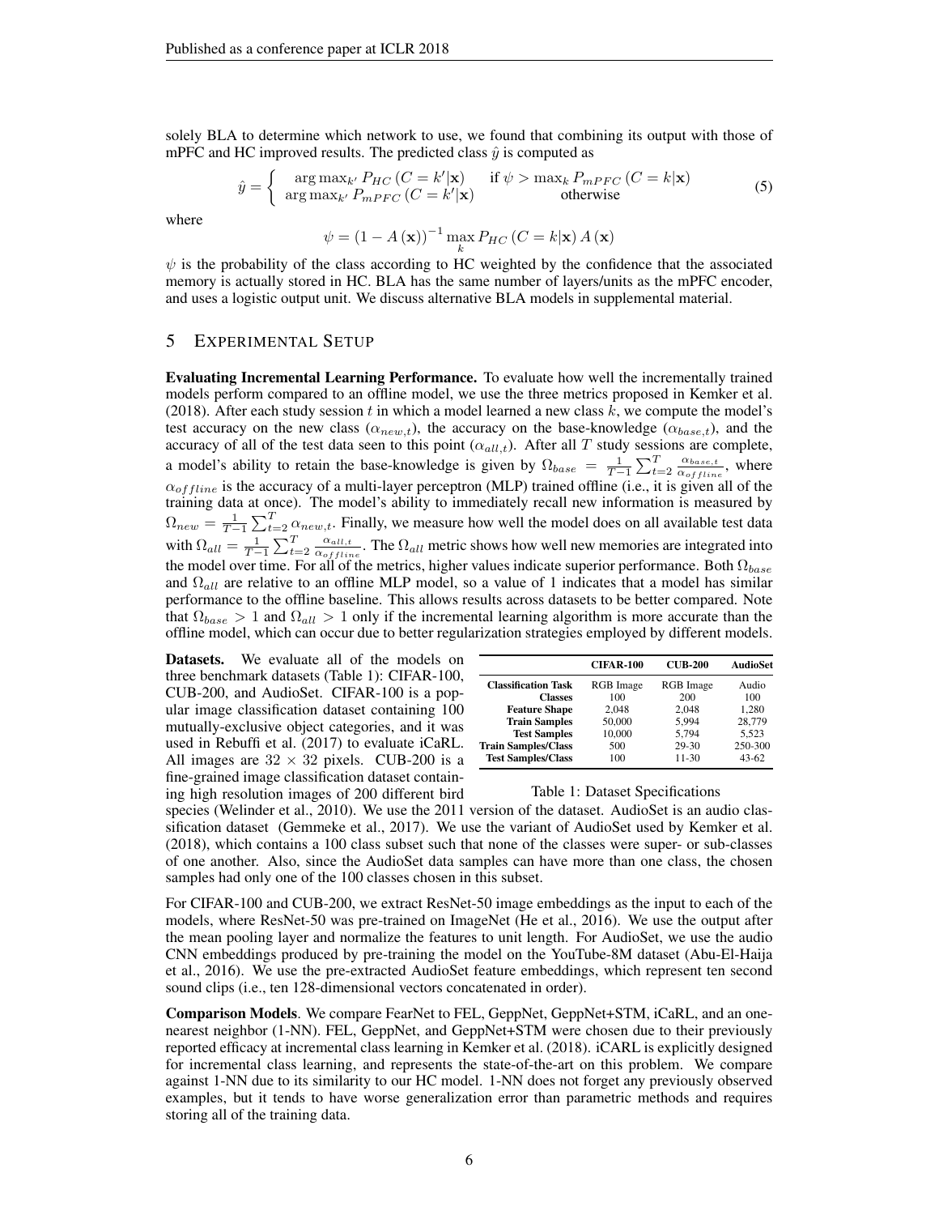solely BLA to determine which network to use, we found that combining its output with those of mPFC and HC improved results. The predicted class $\hat{y}$ is computed as

$$
\hat{y} = \begin{cases} \arg\max_{k'} P_{HC}\left(C = k'|\mathbf{x}\right) & \text{if } \psi > \max_k P_{mPFC}\left(C = k|\mathbf{x}\right) \\ \arg\max_{k'} P_{mPFC}\left(C = k'|\mathbf{x}\right) & \text{otherwise} \end{cases} \tag{5}
$$

where

$$
\psi = \left(1 - A\left(\mathbf{x}\right)\right)^{-1} \max_k P_{HC}\left(C = k|\mathbf{x}\right) A\left(\mathbf{x}\right)
$$

$\psi$ is the probability of the class according to HC weighted by the confidence that the associated memory is actually stored in HC. BLA has the same number of layers/units as the mPFC encoder, and uses a logistic output unit. We discuss alternative BLA models in supplemental material.

## 5 Experimental Setup

**Evaluating Incremental Learning Performance.** To evaluate how well the incrementally trained models perform compared to an offline model, we use the three metrics proposed in Kemker et al. (2018). After each study session $t$ in which a model learned a new class $k$, we compute the model's test accuracy on the new class ($\alpha_{new,t}$), the accuracy on the base-knowledge ($\alpha_{base,t}$), and the accuracy of all of the test data seen to this point ($\alpha_{all,t}$). After all $T$ study sessions are complete, a model's ability to retain the base-knowledge is given by $\Omega_{base} = \frac{1}{T-1}\sum_{t=2}^{T}\frac{\alpha_{base,t}}{\alpha_{offline}}$, where $\alpha_{offline}$ is the accuracy of a multi-layer perceptron (MLP) trained offline (i.e., it is given all of the training data at once). The model's ability to immediately recall new information is measured by $\Omega_{new} = \frac{1}{T-1}\sum_{t=2}^{T}\alpha_{new,t}$. Finally, we measure how well the model does on all available test data with $\Omega_{all} = \frac{1}{T-1}\sum_{t=2}^{T}\frac{\alpha_{all,t}}{\alpha_{offline}}$. The $\Omega_{all}$ metric shows how well new memories are integrated into the model over time. For all of the metrics, higher values indicate superior performance. Both $\Omega_{base}$ and $\Omega_{all}$ are relative to an offline MLP model, so a value of 1 indicates that a model has similar performance to the offline baseline. This allows results across datasets to be better compared. Note that $\Omega_{base} > 1$ and $\Omega_{all} > 1$ only if the incremental learning algorithm is more accurate than the offline model, which can occur due to better regularization strategies employed by different models.

**Datasets.** We evaluate all of the models on three benchmark datasets (Table 1): CIFAR-100, CUB-200, and AudioSet. CIFAR-100 is a popular image classification dataset containing 100 mutually-exclusive object categories, and it was used in Rebuffi et al. (2017) to evaluate iCaRL. All images are $32 \times 32$ pixels. CUB-200 is a fine-grained image classification dataset containing high resolution images of 200 different bird species (Welinder et al., 2010). We use the 2011 version of the dataset. AudioSet is an audio classification dataset (Gemmeke et al., 2017). We use the variant of AudioSet used by Kemker et al. (2018), which contains a 100 class subset such that none of the classes were super- or sub-classes of one another. Also, since the AudioSet data samples can have more than one class, the chosen samples had only one of the 100 classes chosen in this subset.

| | **CIFAR-100** | **CUB-200** | **AudioSet** |
|---|---|---|---|
| **Classification Task** | RGB Image | RGB Image | Audio |
| **Classes** | 100 | 200 | 100 |
| **Feature Shape** | 2,048 | 2,048 | 1,280 |
| **Train Samples** | 50,000 | 5,994 | 28,779 |
| **Test Samples** | 10,000 | 5,794 | 5,523 |
| **Train Samples/Class** | 500 | 29-30 | 250-300 |
| **Test Samples/Class** | 100 | 11-30 | 43-62 |

Table 1: Dataset Specifications

For CIFAR-100 and CUB-200, we extract ResNet-50 image embeddings as the input to each of the models, where ResNet-50 was pre-trained on ImageNet (He et al., 2016). We use the output after the mean pooling layer and normalize the features to unit length. For AudioSet, we use the audio CNN embeddings produced by pre-training the model on the YouTube-8M dataset (Abu-El-Haija et al., 2016). We use the pre-extracted AudioSet feature embeddings, which represent ten second sound clips (i.e., ten 128-dimensional vectors concatenated in order).

**Comparison Models**. We compare FearNet to FEL, GeppNet, GeppNet+STM, iCaRL, and an one-nearest neighbor (1-NN). FEL, GeppNet, and GeppNet+STM were chosen due to their previously reported efficacy at incremental class learning in Kemker et al. (2018). iCARL is explicitly designed for incremental class learning, and represents the state-of-the-art on this problem. We compare against 1-NN due to its similarity to our HC model. 1-NN does not forget any previously observed examples, but it tends to have worse generalization error than parametric methods and requires storing all of the training data.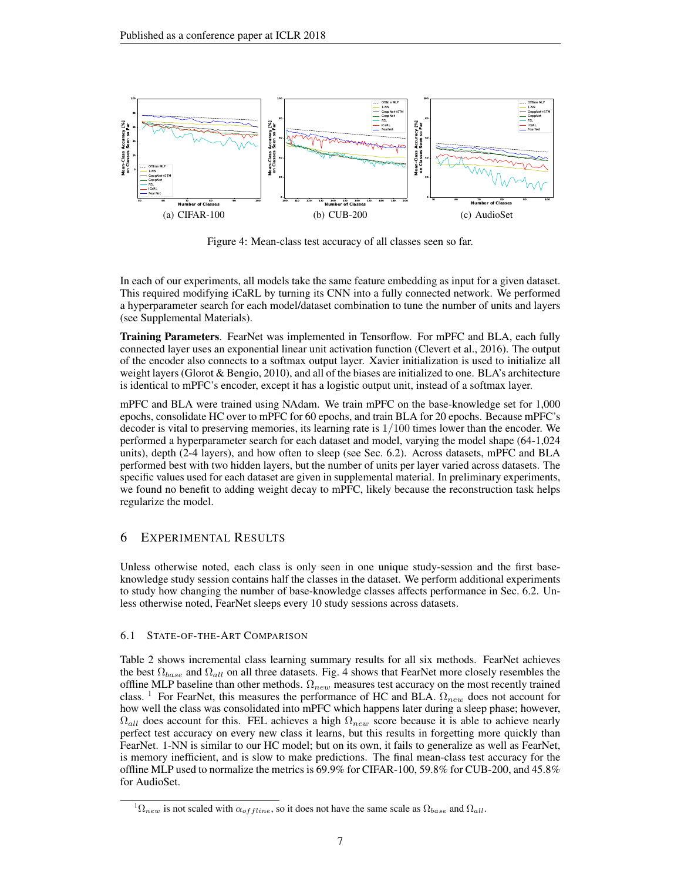(a) CIFAR-100 (b) CUB-200 (c) AudioSet

Figure 4: Mean-class test accuracy of all classes seen so far.

In each of our experiments, all models take the same feature embedding as input for a given dataset. This required modifying iCaRL by turning its CNN into a fully connected network. We performed a hyperparameter search for each model/dataset combination to tune the number of units and layers (see Supplemental Materials).

**Training Parameters**. FearNet was implemented in Tensorflow. For mPFC and BLA, each fully connected layer uses an exponential linear unit activation function (Clevert et al., 2016). The output of the encoder also connects to a softmax output layer. Xavier initialization is used to initialize all weight layers (Glorot & Bengio, 2010), and all of the biases are initialized to one. BLA's architecture is identical to mPFC's encoder, except it has a logistic output unit, instead of a softmax layer.

mPFC and BLA were trained using NAdam. We train mPFC on the base-knowledge set for 1,000 epochs, consolidate HC over to mPFC for 60 epochs, and train BLA for 20 epochs. Because mPFC's decoder is vital to preserving memories, its learning rate is $1/100$ times lower than the encoder. We performed a hyperparameter search for each dataset and model, varying the model shape (64-1,024 units), depth (2-4 layers), and how often to sleep (see Sec. 6.2). Across datasets, mPFC and BLA performed best with two hidden layers, but the number of units per layer varied across datasets. The specific values used for each dataset are given in supplemental material. In preliminary experiments, we found no benefit to adding weight decay to mPFC, likely because the reconstruction task helps regularize the model.

## 6 Experimental Results

Unless otherwise noted, each class is only seen in one unique study-session and the first base-knowledge study session contains half the classes in the dataset. We perform additional experiments to study how changing the number of base-knowledge classes affects performance in Sec. 6.2. Unless otherwise noted, FearNet sleeps every 10 study sessions across datasets.

### 6.1 State-of-the-Art Comparison

Table 2 shows incremental class learning summary results for all six methods. FearNet achieves the best $\Omega_{base}$ and $\Omega_{all}$ on all three datasets. Fig. 4 shows that FearNet more closely resembles the offline MLP baseline than other methods. $\Omega_{new}$ measures test accuracy on the most recently trained class. [1] For FearNet, this measures the performance of HC and BLA. $\Omega_{new}$ does not account for how well the class was consolidated into mPFC which happens later during a sleep phase; however, $\Omega_{all}$ does account for this. FEL achieves a high $\Omega_{new}$ score because it is able to achieve nearly perfect test accuracy on every new class it learns, but this results in forgetting more quickly than FearNet. 1-NN is similar to our HC model; but on its own, it fails to generalize as well as FearNet, is memory inefficient, and is slow to make predictions. The final mean-class test accuracy for the offline MLP used to normalize the metrics is 69.9% for CIFAR-100, 59.8% for CUB-200, and 45.8% for AudioSet.

[1] $\Omega_{new}$ is not scaled with $\alpha_{offline}$, so it does not have the same scale as $\Omega_{base}$ and $\Omega_{all}$.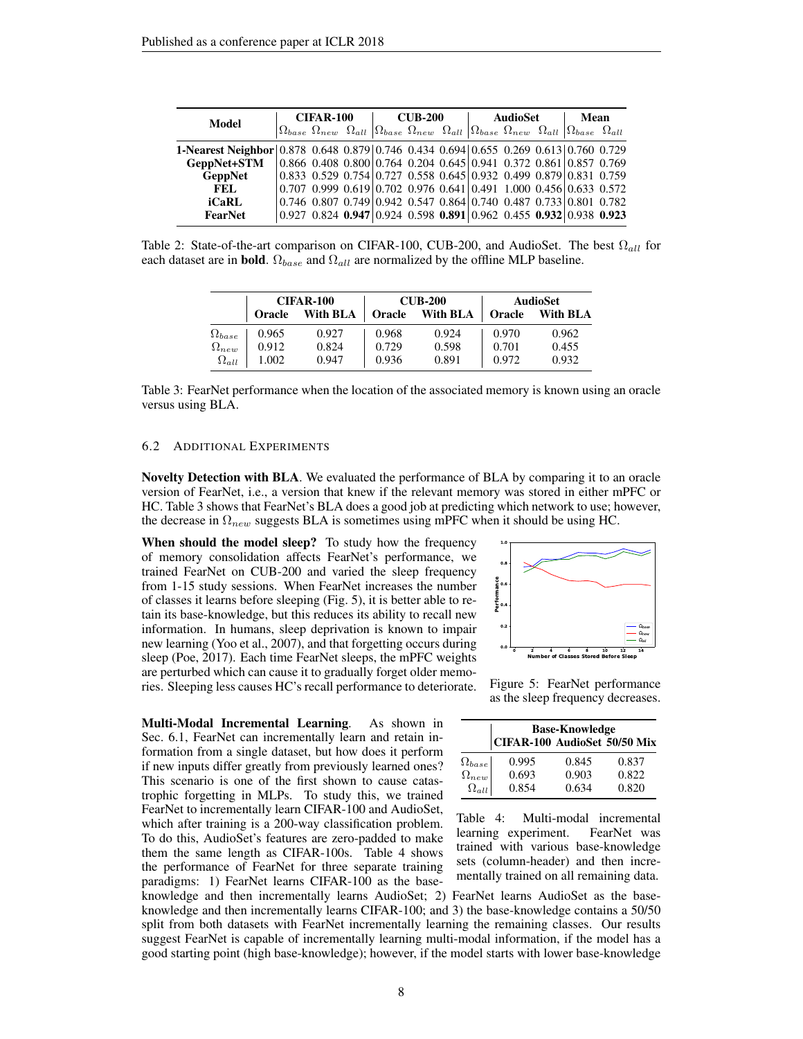| Model | CIFAR-100 | | | CUB-200 | | | AudioSet | | | Mean | |
|---|---|---|---|---|---|---|---|---|---|---|---|
| | $\Omega_{base}$ | $\Omega_{new}$ | $\Omega_{all}$ | $\Omega_{base}$ | $\Omega_{new}$ | $\Omega_{all}$ | $\Omega_{base}$ | $\Omega_{new}$ | $\Omega_{all}$ | $\Omega_{base}$ | $\Omega_{all}$ |
| **1-Nearest Neighbor** | 0.878 | 0.648 | 0.879 | 0.746 | 0.434 | 0.694 | 0.655 | 0.269 | 0.613 | 0.760 | 0.729 |
| **GeppNet+STM** | 0.866 | 0.408 | 0.800 | 0.764 | 0.204 | 0.645 | 0.941 | 0.372 | 0.861 | 0.857 | 0.769 |
| **GeppNet** | 0.833 | 0.529 | 0.754 | 0.727 | 0.558 | 0.645 | 0.932 | 0.499 | 0.879 | 0.831 | 0.759 |
| **FEL** | 0.707 | 0.999 | 0.619 | 0.702 | 0.976 | 0.641 | 0.491 | 1.000 | 0.456 | 0.633 | 0.572 |
| **iCaRL** | 0.746 | 0.807 | 0.749 | 0.942 | 0.547 | 0.864 | 0.740 | 0.487 | 0.733 | 0.801 | 0.782 |
| **FearNet** | 0.927 | 0.824 | **0.947** | 0.924 | 0.598 | **0.891** | 0.962 | 0.455 | **0.932** | 0.938 | **0.923** |

Table 2: State-of-the-art comparison on CIFAR-100, CUB-200, and AudioSet. The best $\Omega_{all}$ for each dataset are in **bold**. $\Omega_{base}$ and $\Omega_{all}$ are normalized by the offline MLP baseline.

| | CIFAR-100 | | CUB-200 | | AudioSet | |
|---|---|---|---|---|---|---|
| | **Oracle** | **With BLA** | **Oracle** | **With BLA** | **Oracle** | **With BLA** |
| $\Omega_{base}$ | 0.965 | 0.927 | 0.968 | 0.924 | 0.970 | 0.962 |
| $\Omega_{new}$ | 0.912 | 0.824 | 0.729 | 0.598 | 0.701 | 0.455 |
| $\Omega_{all}$ | 1.002 | 0.947 | 0.936 | 0.891 | 0.972 | 0.932 |

Table 3: FearNet performance when the location of the associated memory is known using an oracle versus using BLA.

### 6.2 Additional Experiments

**Novelty Detection with BLA**. We evaluated the performance of BLA by comparing it to an oracle version of FearNet, i.e., a version that knew if the relevant memory was stored in either mPFC or HC. Table 3 shows that FearNet's BLA does a good job at predicting which network to use; however, the decrease in $\Omega_{new}$ suggests BLA is sometimes using mPFC when it should be using HC.

**When should the model sleep?** To study how the frequency of memory consolidation affects FearNet's performance, we trained FearNet on CUB-200 and varied the sleep frequency from 1-15 study sessions. When FearNet increases the number of classes it learns before sleeping (Fig. 5), it is better able to retain its base-knowledge, but this reduces its ability to recall new information. In humans, sleep deprivation is known to impair new learning (Yoo et al., 2007), and that forgetting occurs during sleep (Poe, 2017). Each time FearNet sleeps, the mPFC weights are perturbed which can cause it to gradually forget older memories. Sleeping less causes HC's recall performance to deteriorate.

Figure 5: FearNet performance as the sleep frequency decreases.

**Multi-Modal Incremental Learning**. As shown in Sec. 6.1, FearNet can incrementally learn and retain information from a single dataset, but how does it perform if new inputs differ greatly from previously learned ones? This scenario is one of the first shown to cause catastrophic forgetting in MLPs. To study this, we trained FearNet to incrementally learn CIFAR-100 and AudioSet, which after training is a 200-way classification problem. To do this, AudioSet's features are zero-padded to make them the same length as CIFAR-100s. Table 4 shows the performance of FearNet for three separate training paradigms: 1) FearNet learns CIFAR-100 as the base-knowledge and then incrementally learns AudioSet; 2) FearNet learns AudioSet as the base-knowledge and then incrementally learns CIFAR-100; and 3) the base-knowledge contains a 50/50 split from both datasets with FearNet incrementally learning the remaining classes. Our results suggest FearNet is capable of incrementally learning multi-modal information, if the model has a good starting point (high base-knowledge); however, if the model starts with lower base-knowledge

| | Base-Knowledge | | |
|---|---|---|---|
| | **CIFAR-100** | **AudioSet** | **50/50 Mix** |
| $\Omega_{base}$ | 0.995 | 0.845 | 0.837 |
| $\Omega_{new}$ | 0.693 | 0.903 | 0.822 |
| $\Omega_{all}$ | 0.854 | 0.634 | 0.820 |

Table 4: Multi-modal incremental learning experiment. FearNet was trained with various base-knowledge sets (column-header) and then incrementally trained on all remaining data.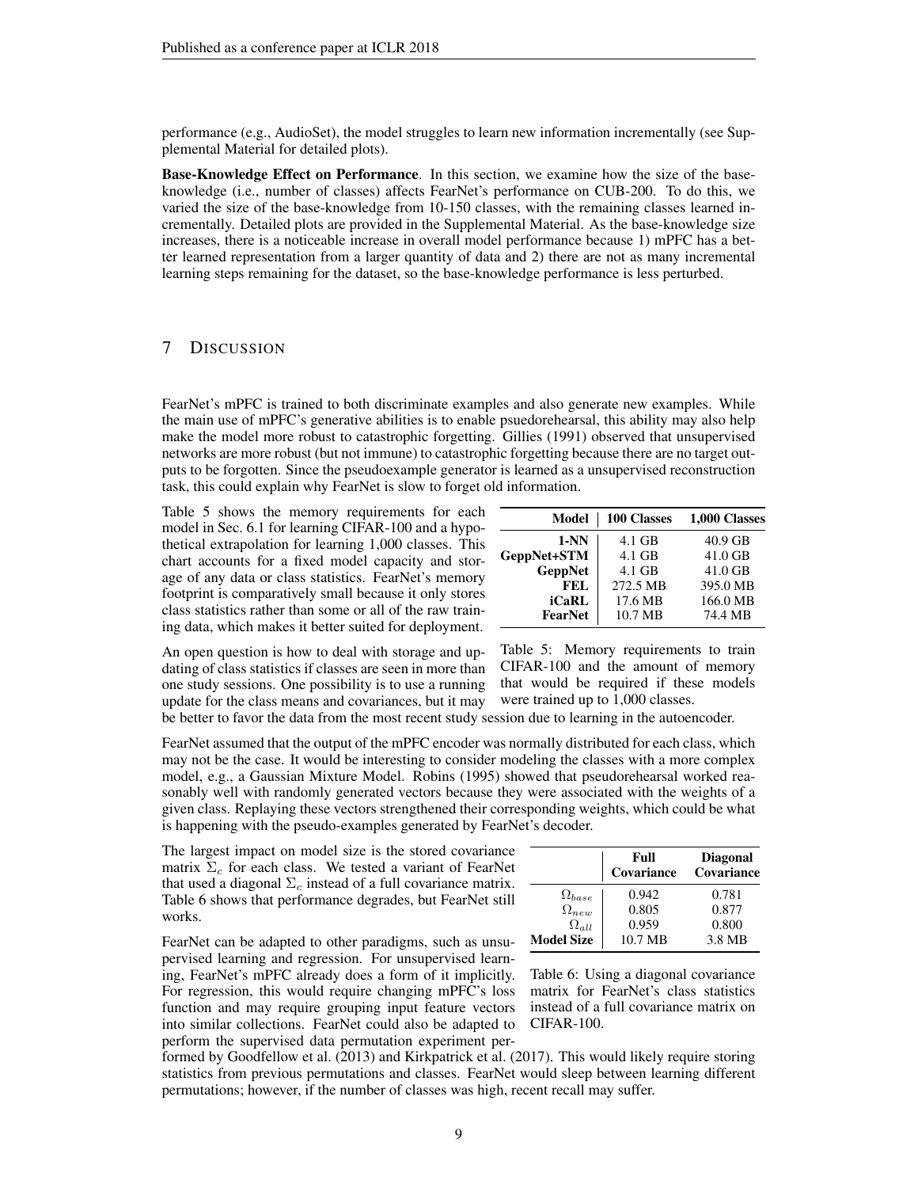performance (e.g., AudioSet), the model struggles to learn new information incrementally (see Supplemental Material for detailed plots).

**Base-Knowledge Effect on Performance**. In this section, we examine how the size of the base-knowledge (i.e., number of classes) affects FearNet's performance on CUB-200. To do this, we varied the size of the base-knowledge from 10-150 classes, with the remaining classes learned incrementally. Detailed plots are provided in the Supplemental Material. As the base-knowledge size increases, there is a noticeable increase in overall model performance because 1) mPFC has a better learned representation from a larger quantity of data and 2) there are not as many incremental learning steps remaining for the dataset, so the base-knowledge performance is less perturbed.

## 7 Discussion

FearNet's mPFC is trained to both discriminate examples and also generate new examples. While the main use of mPFC's generative abilities is to enable psuedorehearsal, this ability may also help make the model more robust to catastrophic forgetting. Gillies (1991) observed that unsupervised networks are more robust (but not immune) to catastrophic forgetting because there are no target outputs to be forgotten. Since the pseudoexample generator is learned as a unsupervised reconstruction task, this could explain why FearNet is slow to forget old information.

Table 5 shows the memory requirements for each model in Sec. 6.1 for learning CIFAR-100 and a hypothetical extrapolation for learning 1,000 classes. This chart accounts for a fixed model capacity and storage of any data or class statistics. FearNet's memory footprint is comparatively small because it only stores class statistics rather than some or all of the raw training data, which makes it better suited for deployment.

| Model | 100 Classes | 1,000 Classes |
|---|---|---|
| **1-NN** | 4.1 GB | 40.9 GB |
| **GeppNet+STM** | 4.1 GB | 41.0 GB |
| **GeppNet** | 4.1 GB | 41.0 GB |
| **FEL** | 272.5 MB | 395.0 MB |
| **iCaRL** | 17.6 MB | 166.0 MB |
| **FearNet** | 10.7 MB | 74.4 MB |

Table 5: Memory requirements to train CIFAR-100 and the amount of memory that would be required if these models were trained up to 1,000 classes.

An open question is how to deal with storage and updating of class statistics if classes are seen in more than one study sessions. One possibility is to use a running update for the class means and covariances, but it may be better to favor the data from the most recent study session due to learning in the autoencoder.

FearNet assumed that the output of the mPFC encoder was normally distributed for each class, which may not be the case. It would be interesting to consider modeling the classes with a more complex model, e.g., a Gaussian Mixture Model. Robins (1995) showed that pseudorehearsal worked reasonably well with randomly generated vectors because they were associated with the weights of a given class. Replaying these vectors strengthened their corresponding weights, which could be what is happening with the pseudo-examples generated by FearNet's decoder.

The largest impact on model size is the stored covariance matrix $\Sigma_c$ for each class. We tested a variant of FearNet that used a diagonal $\Sigma_c$ instead of a full covariance matrix. Table 6 shows that performance degrades, but FearNet still works.

| | Full Covariance | Diagonal Covariance |
|---|---|---|
| $\Omega_{base}$ | 0.942 | 0.781 |
| $\Omega_{new}$ | 0.805 | 0.877 |
| $\Omega_{all}$ | 0.959 | 0.800 |
| **Model Size** | 10.7 MB | 3.8 MB |

Table 6: Using a diagonal covariance matrix for FearNet's class statistics instead of a full covariance matrix on CIFAR-100.

FearNet can be adapted to other paradigms, such as unsupervised learning and regression. For unsupervised learning, FearNet's mPFC already does a form of it implicitly. For regression, this would require changing mPFC's loss function and may require grouping input feature vectors into similar collections. FearNet could also be adapted to perform the supervised data permutation experiment performed by Goodfellow et al. (2013) and Kirkpatrick et al. (2017). This would likely require storing statistics from previous permutations and classes. FearNet would sleep between learning different permutations; however, if the number of classes was high, recent recall may suffer.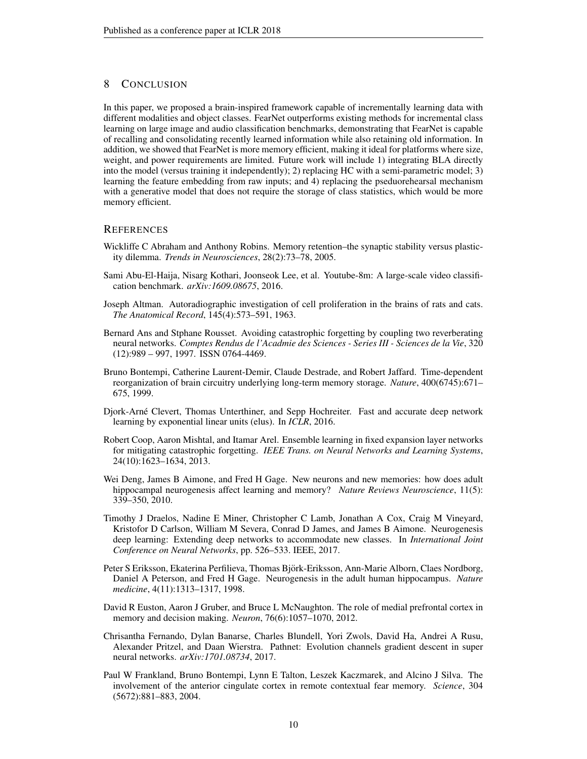## 8 Conclusion

In this paper, we proposed a brain-inspired framework capable of incrementally learning data with different modalities and object classes. FearNet outperforms existing methods for incremental class learning on large image and audio classification benchmarks, demonstrating that FearNet is capable of recalling and consolidating recently learned information while also retaining old information. In addition, we showed that FearNet is more memory efficient, making it ideal for platforms where size, weight, and power requirements are limited. Future work will include 1) integrating BLA directly into the model (versus training it independently); 2) replacing HC with a semi-parametric model; 3) learning the feature embedding from raw inputs; and 4) replacing the pseudorehearsal mechanism with a generative model that does not require the storage of class statistics, which would be more memory efficient.

## References

Wickliffe C Abraham and Anthony Robins. Memory retention–the synaptic stability versus plasticity dilemma. *Trends in Neurosciences*, 28(2):73–78, 2005.

Sami Abu-El-Haija, Nisarg Kothari, Joonseok Lee, et al. Youtube-8m: A large-scale video classification benchmark. *arXiv:1609.08675*, 2016.

Joseph Altman. Autoradiographic investigation of cell proliferation in the brains of rats and cats. *The Anatomical Record*, 145(4):573–591, 1963.

Bernard Ans and Stphane Rousset. Avoiding catastrophic forgetting by coupling two reverberating neural networks. *Comptes Rendus de l'Acadmie des Sciences - Series III - Sciences de la Vie*, 320 (12):989 – 997, 1997. ISSN 0764-4469.

Bruno Bontempi, Catherine Laurent-Demir, Claude Destrade, and Robert Jaffard. Time-dependent reorganization of brain circuitry underlying long-term memory storage. *Nature*, 400(6745):671–675, 1999.

Djork-Arné Clevert, Thomas Unterthiner, and Sepp Hochreiter. Fast and accurate deep network learning by exponential linear units (elus). In *ICLR*, 2016.

Robert Coop, Aaron Mishtal, and Itamar Arel. Ensemble learning in fixed expansion layer networks for mitigating catastrophic forgetting. *IEEE Trans. on Neural Networks and Learning Systems*, 24(10):1623–1634, 2013.

Wei Deng, James B Aimone, and Fred H Gage. New neurons and new memories: how does adult hippocampal neurogenesis affect learning and memory? *Nature Reviews Neuroscience*, 11(5): 339–350, 2010.

Timothy J Draelos, Nadine E Miner, Christopher C Lamb, Jonathan A Cox, Craig M Vineyard, Kristofor D Carlson, William M Severa, Conrad D James, and James B Aimone. Neurogenesis deep learning: Extending deep networks to accommodate new classes. In *International Joint Conference on Neural Networks*, pp. 526–533. IEEE, 2017.

Peter S Eriksson, Ekaterina Perfilieva, Thomas Björk-Eriksson, Ann-Marie Alborn, Claes Nordborg, Daniel A Peterson, and Fred H Gage. Neurogenesis in the adult human hippocampus. *Nature medicine*, 4(11):1313–1317, 1998.

David R Euston, Aaron J Gruber, and Bruce L McNaughton. The role of medial prefrontal cortex in memory and decision making. *Neuron*, 76(6):1057–1070, 2012.

Chrisantha Fernando, Dylan Banarse, Charles Blundell, Yori Zwols, David Ha, Andrei A Rusu, Alexander Pritzel, and Daan Wierstra. Pathnet: Evolution channels gradient descent in super neural networks. *arXiv:1701.08734*, 2017.

Paul W Frankland, Bruno Bontempi, Lynn E Talton, Leszek Kaczmarek, and Alcino J Silva. The involvement of the anterior cingulate cortex in remote contextual fear memory. *Science*, 304 (5672):881–883, 2004.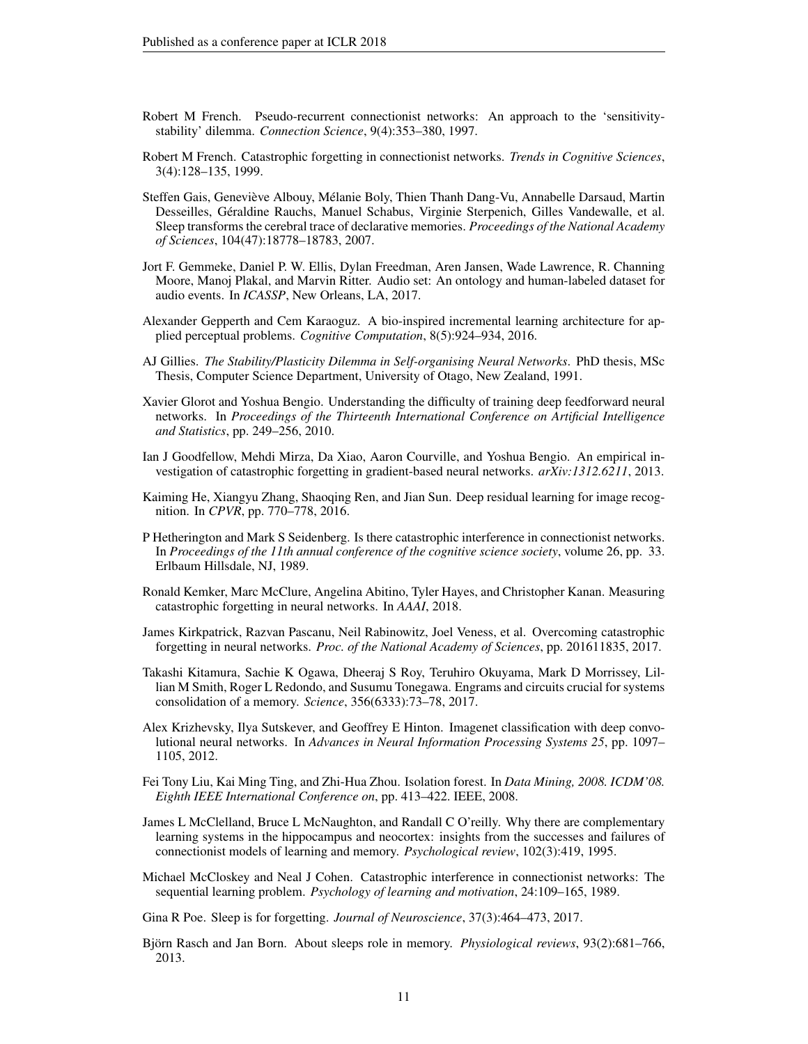Robert M French. Pseudo-recurrent connectionist networks: An approach to the 'sensitivity-stability' dilemma. *Connection Science*, 9(4):353–380, 1997.

Robert M French. Catastrophic forgetting in connectionist networks. *Trends in Cognitive Sciences*, 3(4):128–135, 1999.

Steffen Gais, Geneviève Albouy, Mélanie Boly, Thien Thanh Dang-Vu, Annabelle Darsaud, Martin Desseilles, Géraldine Rauchs, Manuel Schabus, Virginie Sterpenich, Gilles Vandewalle, et al. Sleep transforms the cerebral trace of declarative memories. *Proceedings of the National Academy of Sciences*, 104(47):18778–18783, 2007.

Jort F. Gemmeke, Daniel P. W. Ellis, Dylan Freedman, Aren Jansen, Wade Lawrence, R. Channing Moore, Manoj Plakal, and Marvin Ritter. Audio set: An ontology and human-labeled dataset for audio events. In *ICASSP*, New Orleans, LA, 2017.

Alexander Gepperth and Cem Karaoguz. A bio-inspired incremental learning architecture for applied perceptual problems. *Cognitive Computation*, 8(5):924–934, 2016.

AJ Gillies. *The Stability/Plasticity Dilemma in Self-organising Neural Networks*. PhD thesis, MSc Thesis, Computer Science Department, University of Otago, New Zealand, 1991.

Xavier Glorot and Yoshua Bengio. Understanding the difficulty of training deep feedforward neural networks. In *Proceedings of the Thirteenth International Conference on Artificial Intelligence and Statistics*, pp. 249–256, 2010.

Ian J Goodfellow, Mehdi Mirza, Da Xiao, Aaron Courville, and Yoshua Bengio. An empirical investigation of catastrophic forgetting in gradient-based neural networks. *arXiv:1312.6211*, 2013.

Kaiming He, Xiangyu Zhang, Shaoqing Ren, and Jian Sun. Deep residual learning for image recognition. In *CPVR*, pp. 770–778, 2016.

P Hetherington and Mark S Seidenberg. Is there catastrophic interference in connectionist networks. In *Proceedings of the 11th annual conference of the cognitive science society*, volume 26, pp. 33. Erlbaum Hillsdale, NJ, 1989.

Ronald Kemker, Marc McClure, Angelina Abitino, Tyler Hayes, and Christopher Kanan. Measuring catastrophic forgetting in neural networks. In *AAAI*, 2018.

James Kirkpatrick, Razvan Pascanu, Neil Rabinowitz, Joel Veness, et al. Overcoming catastrophic forgetting in neural networks. *Proc. of the National Academy of Sciences*, pp. 201611835, 2017.

Takashi Kitamura, Sachie K Ogawa, Dheeraj S Roy, Teruhiro Okuyama, Mark D Morrissey, Lillian M Smith, Roger L Redondo, and Susumu Tonegawa. Engrams and circuits crucial for systems consolidation of a memory. *Science*, 356(6333):73–78, 2017.

Alex Krizhevsky, Ilya Sutskever, and Geoffrey E Hinton. Imagenet classification with deep convolutional neural networks. In *Advances in Neural Information Processing Systems 25*, pp. 1097–1105, 2012.

Fei Tony Liu, Kai Ming Ting, and Zhi-Hua Zhou. Isolation forest. In *Data Mining, 2008. ICDM'08. Eighth IEEE International Conference on*, pp. 413–422. IEEE, 2008.

James L McClelland, Bruce L McNaughton, and Randall C O'reilly. Why there are complementary learning systems in the hippocampus and neocortex: insights from the successes and failures of connectionist models of learning and memory. *Psychological review*, 102(3):419, 1995.

Michael McCloskey and Neal J Cohen. Catastrophic interference in connectionist networks: The sequential learning problem. *Psychology of learning and motivation*, 24:109–165, 1989.

Gina R Poe. Sleep is for forgetting. *Journal of Neuroscience*, 37(3):464–473, 2017.

Björn Rasch and Jan Born. About sleeps role in memory. *Physiological reviews*, 93(2):681–766, 2013.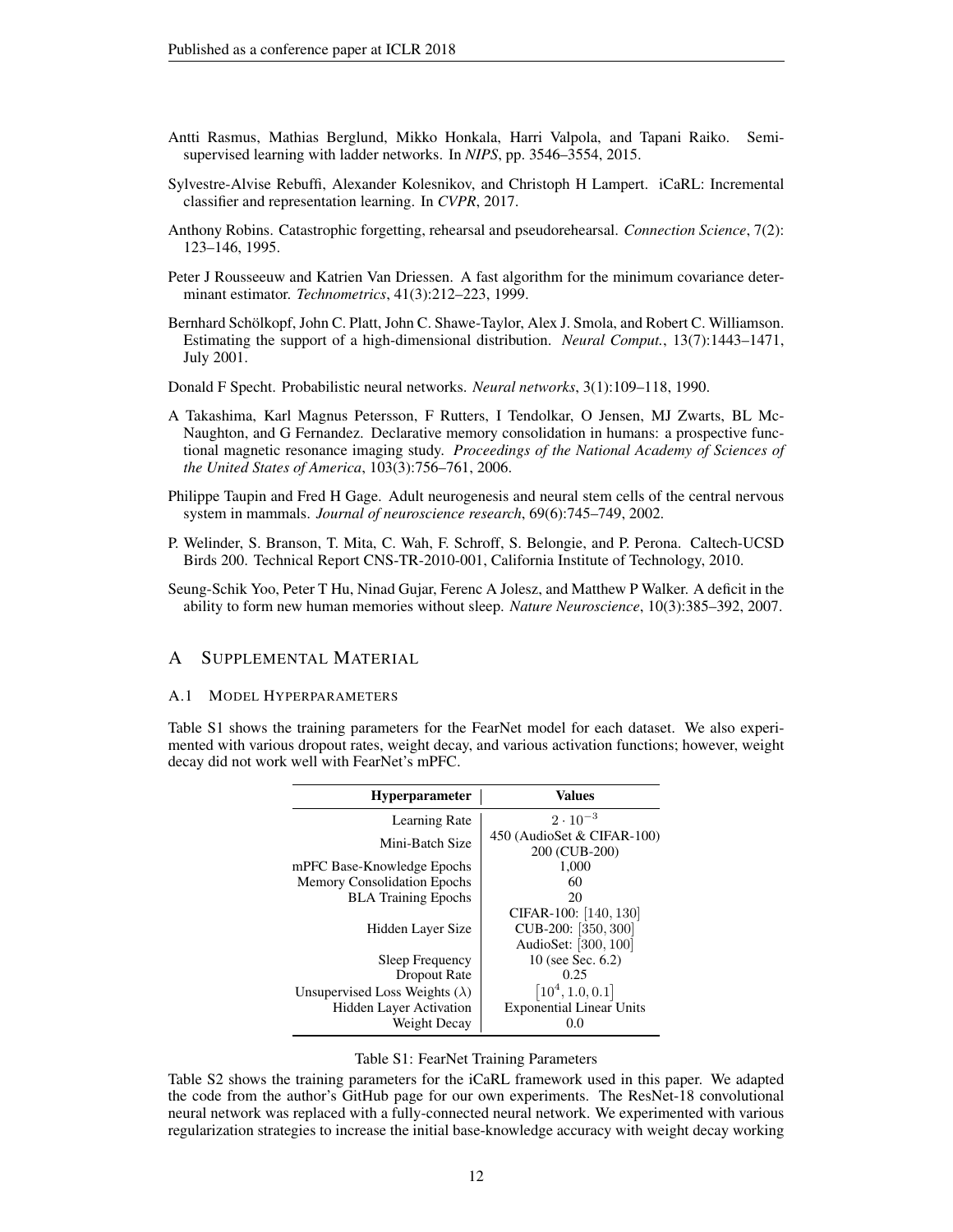Antti Rasmus, Mathias Berglund, Mikko Honkala, Harri Valpola, and Tapani Raiko. Semi-supervised learning with ladder networks. In *NIPS*, pp. 3546–3554, 2015.

Sylvestre-Alvise Rebuffi, Alexander Kolesnikov, and Christoph H Lampert. iCaRL: Incremental classifier and representation learning. In *CVPR*, 2017.

Anthony Robins. Catastrophic forgetting, rehearsal and pseudorehearsal. *Connection Science*, 7(2): 123–146, 1995.

Peter J Rousseeuw and Katrien Van Driessen. A fast algorithm for the minimum covariance determinant estimator. *Technometrics*, 41(3):212–223, 1999.

Bernhard Schölkopf, John C. Platt, John C. Shawe-Taylor, Alex J. Smola, and Robert C. Williamson. Estimating the support of a high-dimensional distribution. *Neural Comput.*, 13(7):1443–1471, July 2001.

Donald F Specht. Probabilistic neural networks. *Neural networks*, 3(1):109–118, 1990.

A Takashima, Karl Magnus Petersson, F Rutters, I Tendolkar, O Jensen, MJ Zwarts, BL McNaughton, and G Fernandez. Declarative memory consolidation in humans: a prospective functional magnetic resonance imaging study. *Proceedings of the National Academy of Sciences of the United States of America*, 103(3):756–761, 2006.

Philippe Taupin and Fred H Gage. Adult neurogenesis and neural stem cells of the central nervous system in mammals. *Journal of neuroscience research*, 69(6):745–749, 2002.

P. Welinder, S. Branson, T. Mita, C. Wah, F. Schroff, S. Belongie, and P. Perona. Caltech-UCSD Birds 200. Technical Report CNS-TR-2010-001, California Institute of Technology, 2010.

Seung-Schik Yoo, Peter T Hu, Ninad Gujar, Ferenc A Jolesz, and Matthew P Walker. A deficit in the ability to form new human memories without sleep. *Nature Neuroscience*, 10(3):385–392, 2007.

# A Supplemental Material

## A.1 Model Hyperparameters

Table S1 shows the training parameters for the FearNet model for each dataset. We also experimented with various dropout rates, weight decay, and various activation functions; however, weight decay did not work well with FearNet's mPFC.

| Hyperparameter | Values |
|---|---|
| Learning Rate | $2 \cdot 10^{-3}$ |
| Mini-Batch Size | 450 (AudioSet & CIFAR-100)<br>200 (CUB-200) |
| mPFC Base-Knowledge Epochs | 1,000 |
| Memory Consolidation Epochs | 60 |
| BLA Training Epochs | 20 |
| Hidden Layer Size | CIFAR-100: $[140, 130]$<br>CUB-200: $[350, 300]$<br>AudioSet: $[300, 100]$ |
| Sleep Frequency | 10 (see Sec. 6.2) |
| Dropout Rate | 0.25 |
| Unsupervised Loss Weights ($\lambda$) | $\left[10^4, 1.0, 0.1\right]$ |
| Hidden Layer Activation | Exponential Linear Units |
| Weight Decay | 0.0 |

Table S1: FearNet Training Parameters

Table S2 shows the training parameters for the iCaRL framework used in this paper. We adapted the code from the author's GitHub page for our own experiments. The ResNet-18 convolutional neural network was replaced with a fully-connected neural network. We experimented with various regularization strategies to increase the initial base-knowledge accuracy with weight decay working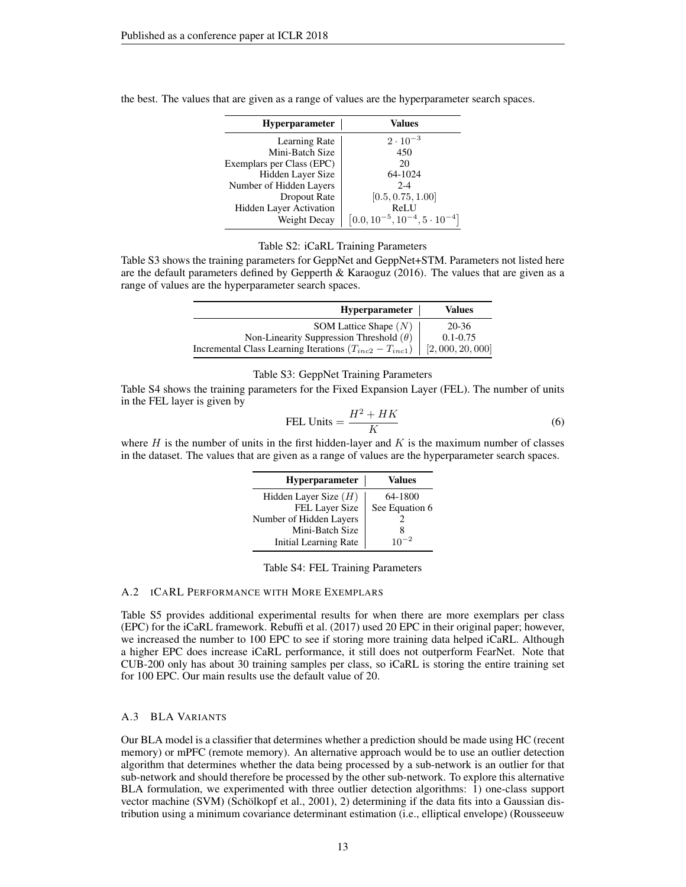the best. The values that are given as a range of values are the hyperparameter search spaces.

| Hyperparameter | Values |
|---|---|
| Learning Rate | $2 \cdot 10^{-3}$ |
| Mini-Batch Size | 450 |
| Exemplars per Class (EPC) | 20 |
| Hidden Layer Size | 64-1024 |
| Number of Hidden Layers | 2-4 |
| Dropout Rate | $[0.5, 0.75, 1.00]$ |
| Hidden Layer Activation | ReLU |
| Weight Decay | $[0.0, 10^{-5}, 10^{-4}, 5 \cdot 10^{-4}]$ |

Table S2: iCaRL Training Parameters

Table S3 shows the training parameters for GeppNet and GeppNet+STM. Parameters not listed here are the default parameters defined by Gepperth & Karaoguz (2016). The values that are given as a range of values are the hyperparameter search spaces.

| Hyperparameter | Values |
|---|---|
| SOM Lattice Shape ($N$) | 20-36 |
| Non-Linearity Suppression Threshold ($\theta$) | 0.1-0.75 |
| Incremental Class Learning Iterations ($T_{inc2} - T_{inc1}$) | $[2,000, 20,000]$ |

Table S3: GeppNet Training Parameters

Table S4 shows the training parameters for the Fixed Expansion Layer (FEL). The number of units in the FEL layer is given by

$$\text{FEL Units} = \frac{H^2 + HK}{K} \tag{6}$$

where $H$ is the number of units in the first hidden-layer and $K$ is the maximum number of classes in the dataset. The values that are given as a range of values are the hyperparameter search spaces.

| Hyperparameter | Values |
|---|---|
| Hidden Layer Size ($H$) | 64-1800 |
| FEL Layer Size | See Equation 6 |
| Number of Hidden Layers | 2 |
| Mini-Batch Size | 8 |
| Initial Learning Rate | $10^{-2}$ |

Table S4: FEL Training Parameters

### A.2 iCaRL Performance with More Exemplars

Table S5 provides additional experimental results for when there are more exemplars per class (EPC) for the iCaRL framework. Rebuffi et al. (2017) used 20 EPC in their original paper; however, we increased the number to 100 EPC to see if storing more training data helped iCaRL. Although a higher EPC does increase iCaRL performance, it still does not outperform FearNet. Note that CUB-200 only has about 30 training samples per class, so iCaRL is storing the entire training set for 100 EPC. Our main results use the default value of 20.

### A.3 BLA Variants

Our BLA model is a classifier that determines whether a prediction should be made using HC (recent memory) or mPFC (remote memory). An alternative approach would be to use an outlier detection algorithm that determines whether the data being processed by a sub-network is an outlier for that sub-network and should therefore be processed by the other sub-network. To explore this alternative BLA formulation, we experimented with three outlier detection algorithms: 1) one-class support vector machine (SVM) (Schölkopf et al., 2001), 2) determining if the data fits into a Gaussian distribution using a minimum covariance determinant estimation (i.e., elliptical envelope) (Rousseeuw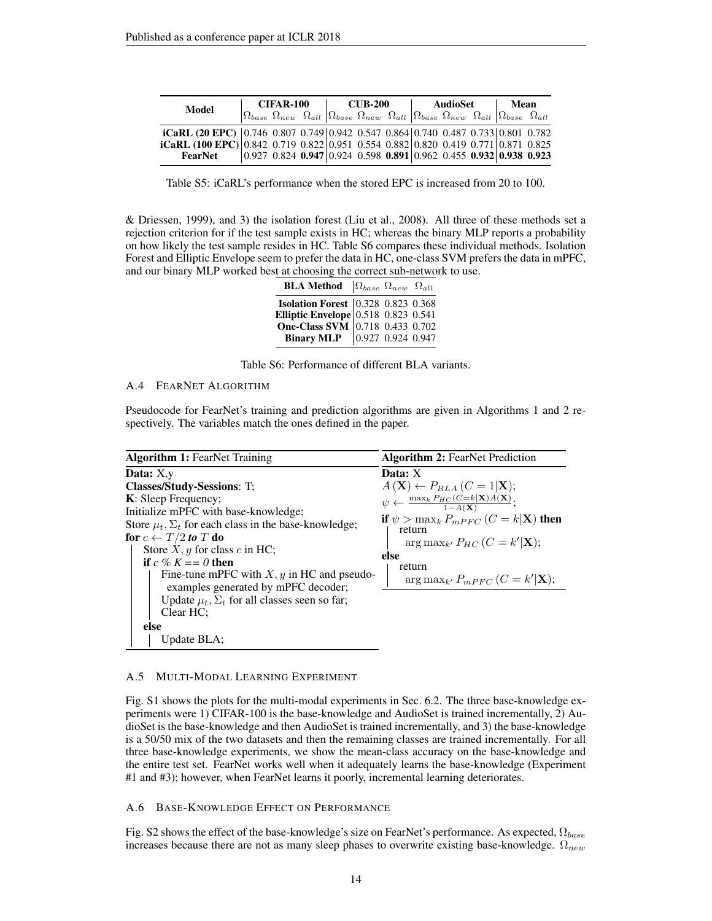| Model | CIFAR-100 | | | CUB-200 | | | AudioSet | | | Mean | |
|---|---|---|---|---|---|---|---|---|---|---|---|
| | $\Omega_{base}$ | $\Omega_{new}$ | $\Omega_{all}$ | $\Omega_{base}$ | $\Omega_{new}$ | $\Omega_{all}$ | $\Omega_{base}$ | $\Omega_{new}$ | $\Omega_{all}$ | $\Omega_{base}$ | $\Omega_{all}$ |
| **iCaRL (20 EPC)** | 0.746 | 0.807 | 0.749 | 0.942 | 0.547 | 0.864 | 0.740 | 0.487 | 0.733 | 0.801 | 0.782 |
| **iCaRL (100 EPC)** | 0.842 | 0.719 | 0.822 | 0.951 | 0.554 | 0.882 | 0.820 | 0.419 | 0.771 | 0.871 | 0.825 |
| **FearNet** | 0.927 | 0.824 | **0.947** | 0.924 | 0.598 | **0.891** | 0.962 | 0.455 | **0.932** | **0.938** | **0.923** |

Table S5: iCaRL's performance when the stored EPC is increased from 20 to 100.

& Driessen, 1999), and 3) the isolation forest (Liu et al., 2008). All three of these methods set a rejection criterion for if the test sample exists in HC; whereas the binary MLP reports a probability on how likely the test sample resides in HC. Table S6 compares these individual methods. Isolation Forest and Elliptic Envelope seem to prefer the data in HC, one-class SVM prefers the data in mPFC, and our binary MLP worked best at choosing the correct sub-network to use.

| BLA Method | $\Omega_{base}$ | $\Omega_{new}$ | $\Omega_{all}$ |
|---|---|---|---|
| **Isolation Forest** | 0.328 | 0.823 | 0.368 |
| **Elliptic Envelope** | 0.518 | 0.823 | 0.541 |
| **One-Class SVM** | 0.718 | 0.433 | 0.702 |
| **Binary MLP** | 0.927 | 0.924 | 0.947 |

Table S6: Performance of different BLA variants.

## A.4 FearNet Algorithm

Pseudocode for FearNet's training and prediction algorithms are given in Algorithms 1 and 2 respectively. The variables match the ones defined in the paper.

**Algorithm 1:** FearNet Training

```
Data: X,y
Classes/Study-Sessions: T;
K: Sleep Frequency;
Initialize mPFC with base-knowledge;
Store μ_t, Σ_t for each class in the base-knowledge;
for c ← T/2 to T do
    Store X, y for class c in HC;
    if c % K == 0 then
        Fine-tune mPFC with X, y in HC and pseudo-
          examples generated by mPFC decoder;
        Update μ_t, Σ_t for all classes seen so far;
        Clear HC;
    else
        Update BLA;
```

**Algorithm 2:** FearNet Prediction

**Data:** X

$A(\mathbf{X}) \leftarrow P_{BLA}(C = 1|\mathbf{X})$;

$\psi \leftarrow \frac{\max_k P_{HC}(C=k|\mathbf{X})A(\mathbf{X})}{1-A(\mathbf{X})}$;

**if** $\psi > \max_k P_{mPFC}(C = k|\mathbf{X})$ **then**
  return $\arg\max_{k'} P_{HC}(C = k'|\mathbf{X})$;
**else**
  return $\arg\max_{k'} P_{mPFC}(C = k'|\mathbf{X})$;

## A.5 Multi-Modal Learning Experiment

Fig. S1 shows the plots for the multi-modal experiments in Sec. 6.2. The three base-knowledge experiments were 1) CIFAR-100 is the base-knowledge and AudioSet is trained incrementally, 2) AudioSet is the base-knowledge and then AudioSet is trained incrementally, and 3) the base-knowledge is a 50/50 mix of the two datasets and then the remaining classes are trained incrementally. For all three base-knowledge experiments, we show the mean-class accuracy on the base-knowledge and the entire test set. FearNet works well when it adequately learns the base-knowledge (Experiment #1 and #3); however, when FearNet learns it poorly, incremental learning deteriorates.

## A.6 Base-Knowledge Effect on Performance

Fig. S2 shows the effect of the base-knowledge's size on FearNet's performance. As expected, $\Omega_{base}$ increases because there are not as many sleep phases to overwrite existing base-knowledge. $\Omega_{new}$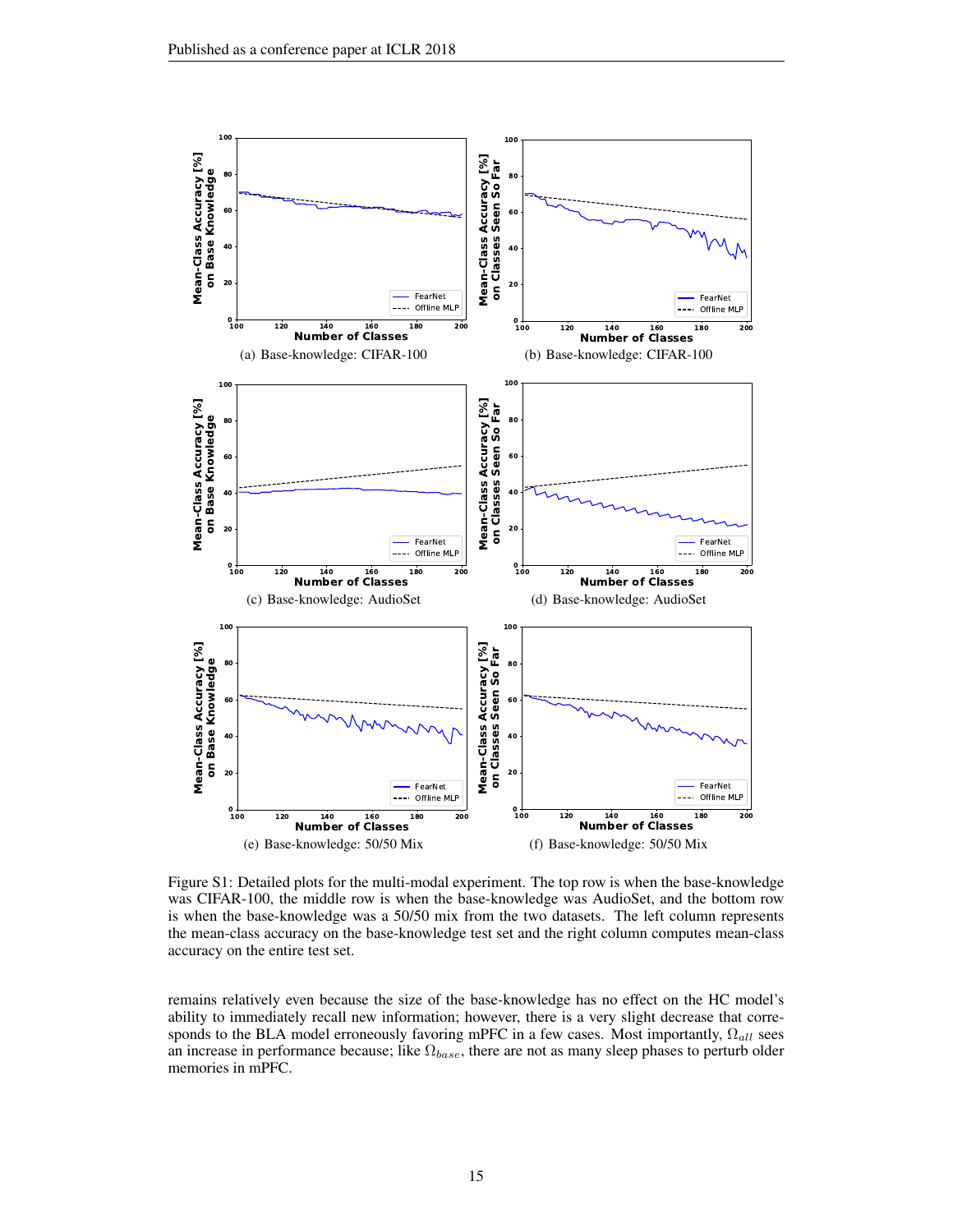Figure S1: Detailed plots for the multi-modal experiment. The top row is when the base-knowledge was CIFAR-100, the middle row is when the base-knowledge was AudioSet, and the bottom row is when the base-knowledge was a 50/50 mix from the two datasets. The left column represents the mean-class accuracy on the base-knowledge test set and the right column computes mean-class accuracy on the entire test set.

(a) Base-knowledge: CIFAR-100 (b) Base-knowledge: CIFAR-100

(c) Base-knowledge: AudioSet (d) Base-knowledge: AudioSet

(e) Base-knowledge: 50/50 Mix (f) Base-knowledge: 50/50 Mix

remains relatively even because the size of the base-knowledge has no effect on the HC model's ability to immediately recall new information; however, there is a very slight decrease that corresponds to the BLA model erroneously favoring mPFC in a few cases. Most importantly, $\Omega_{all}$ sees an increase in performance because; like $\Omega_{base}$, there are not as many sleep phases to perturb older memories in mPFC.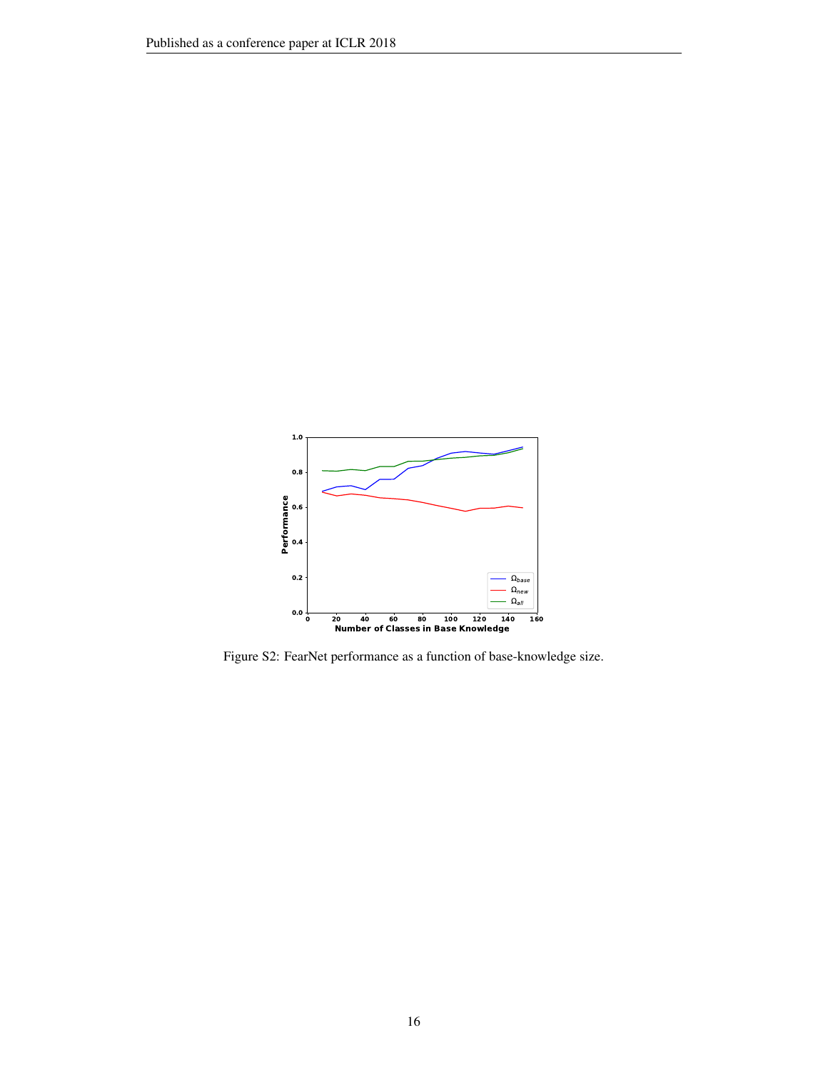1.0
0.8
0.6
0.4
0.2
0.0

Performance

0 20 40 60 80 100 120 140 160

Number of Classes in Base Knowledge

$\Omega_{base}$
$\Omega_{new}$
$\Omega_{all}$

Figure S2: FearNet performance as a function of base-knowledge size.